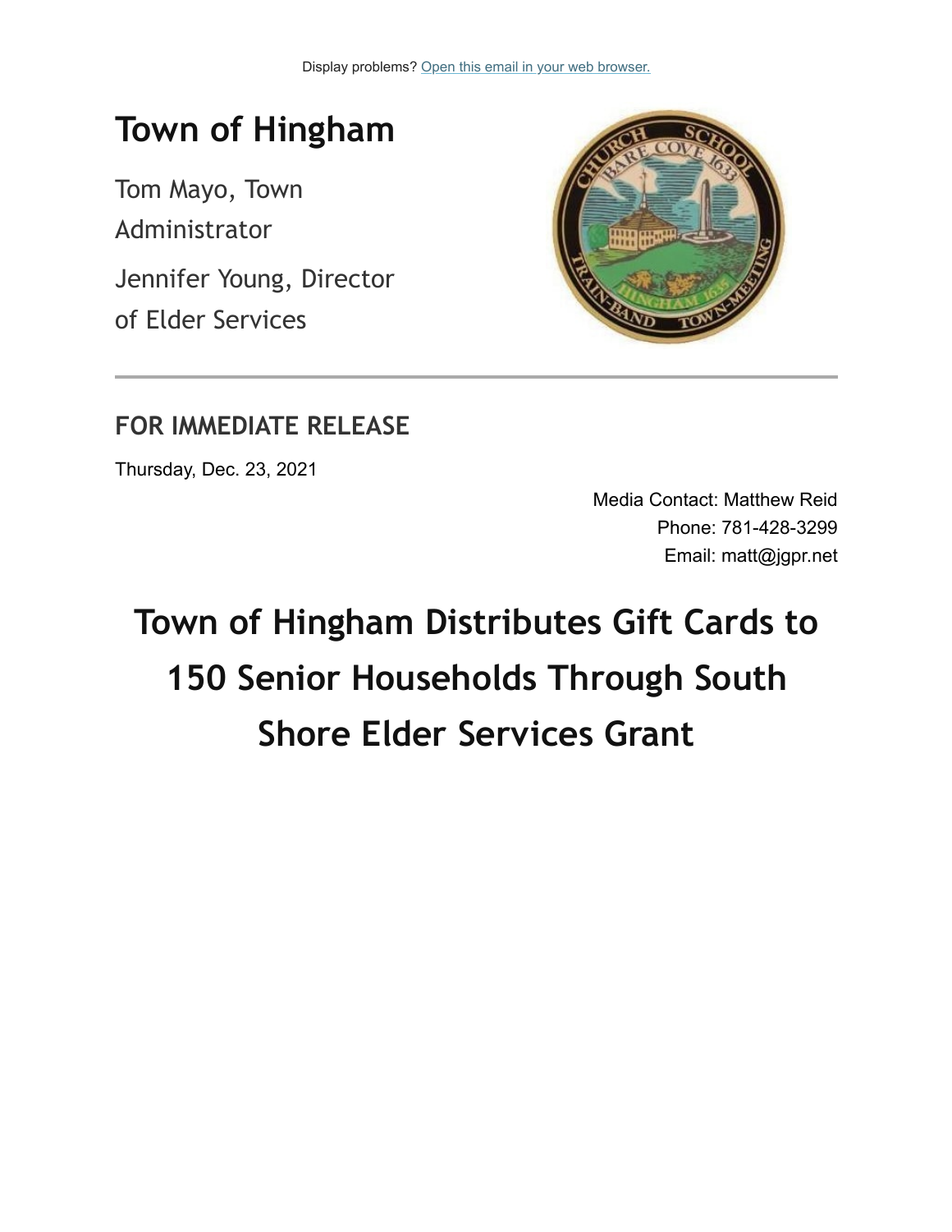Display problems? [Open this email in your web browser.]

# Town of Hingham

Tom Mayo, Town Administrator

Jennifer Young, Director of Elder Services

## FOR IMMEDIATE RELEASE

Thursday, Dec. 23, 2021

Media Contact: Matthew Reid
Phone: 781-428-3299
Email: matt@jgpr.net

# Town of Hingham Distributes Gift Cards to 150 Senior Households Through South Shore Elder Services Grant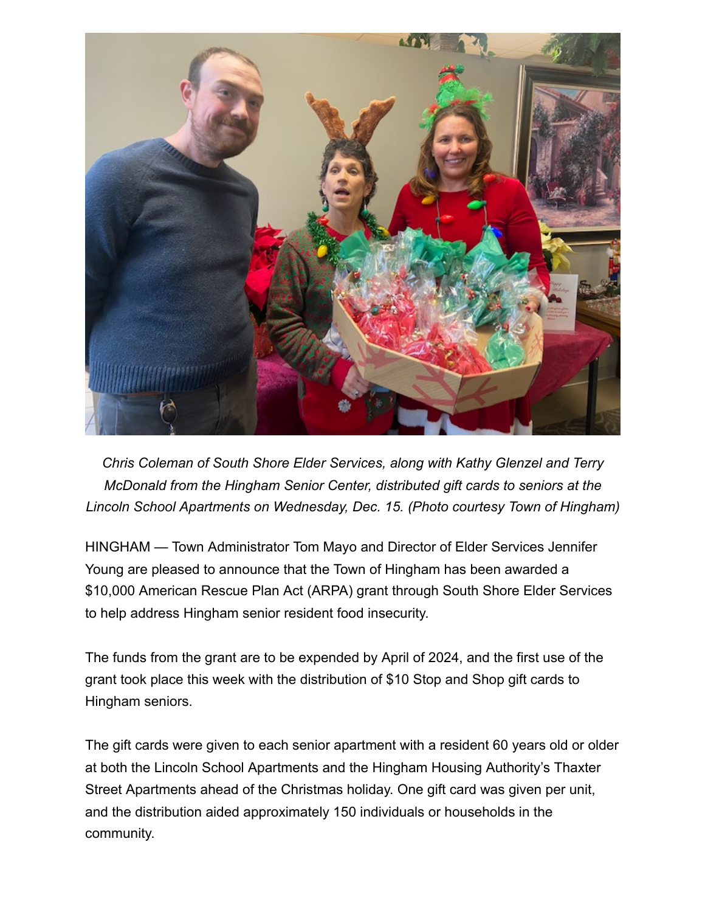*Chris Coleman of South Shore Elder Services, along with Kathy Glenzel and Terry McDonald from the Hingham Senior Center, distributed gift cards to seniors at the Lincoln School Apartments on Wednesday, Dec. 15. (Photo courtesy Town of Hingham)*

HINGHAM — Town Administrator Tom Mayo and Director of Elder Services Jennifer Young are pleased to announce that the Town of Hingham has been awarded a $10,000 American Rescue Plan Act (ARPA) grant through South Shore Elder Services to help address Hingham senior resident food insecurity.

The funds from the grant are to be expended by April of 2024, and the first use of the grant took place this week with the distribution of $10 Stop and Shop gift cards to Hingham seniors.

The gift cards were given to each senior apartment with a resident 60 years old or older at both the Lincoln School Apartments and the Hingham Housing Authority's Thaxter Street Apartments ahead of the Christmas holiday. One gift card was given per unit, and the distribution aided approximately 150 individuals or households in the community.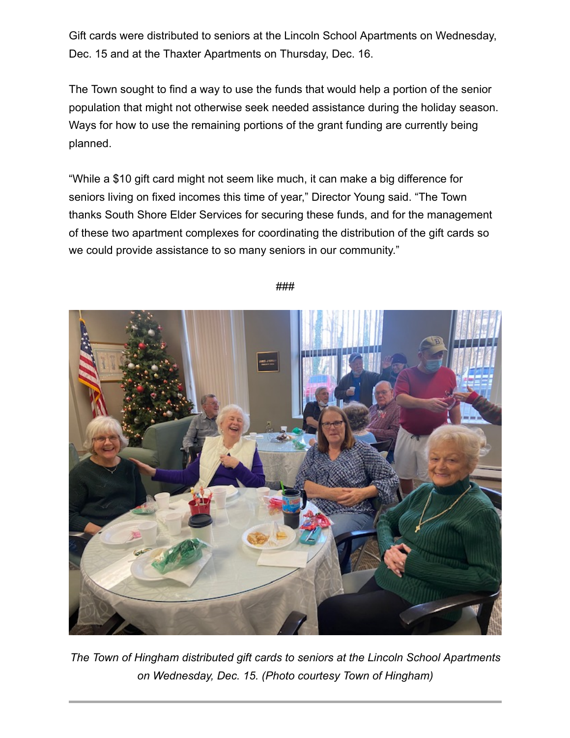Gift cards were distributed to seniors at the Lincoln School Apartments on Wednesday, Dec. 15 and at the Thaxter Apartments on Thursday, Dec. 16.

The Town sought to find a way to use the funds that would help a portion of the senior population that might not otherwise seek needed assistance during the holiday season. Ways for how to use the remaining portions of the grant funding are currently being planned.

"While a $10 gift card might not seem like much, it can make a big difference for seniors living on fixed incomes this time of year," Director Young said. "The Town thanks South Shore Elder Services for securing these funds, and for the management of these two apartment complexes for coordinating the distribution of the gift cards so we could provide assistance to so many seniors in our community."

###

*The Town of Hingham distributed gift cards to seniors at the Lincoln School Apartments on Wednesday, Dec. 15. (Photo courtesy Town of Hingham)*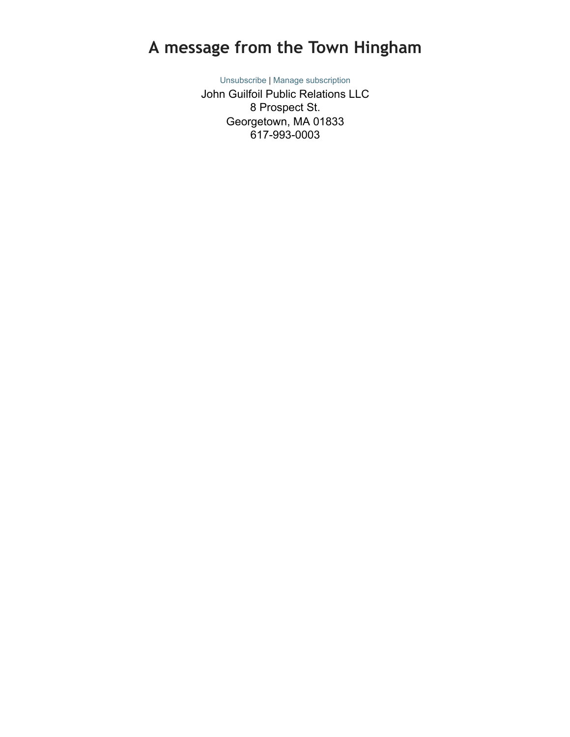# A message from the Town Hingham

Unsubscribe | Manage subscription

John Guilfoil Public Relations LLC
8 Prospect St.
Georgetown, MA 01833
617-993-0003